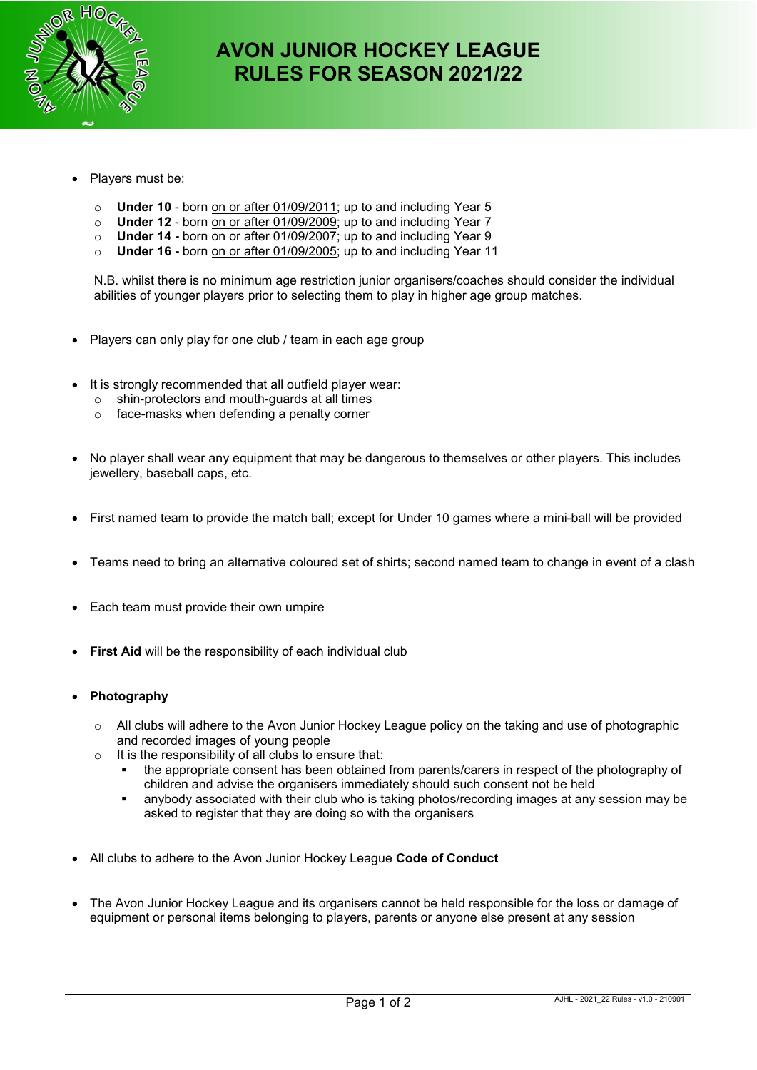# AVON JUNIOR HOCKEY LEAGUE RULES FOR SEASON 2021/22

- Players must be:
  - **Under 10** - born on or after 01/09/2011; up to and including Year 5
  - **Under 12** - born on or after 01/09/2009; up to and including Year 7
  - **Under 14 -** born on or after 01/09/2007; up to and including Year 9
  - **Under 16 -** born on or after 01/09/2005; up to and including Year 11

  N.B. whilst there is no minimum age restriction junior organisers/coaches should consider the individual abilities of younger players prior to selecting them to play in higher age group matches.

- Players can only play for one club / team in each age group

- It is strongly recommended that all outfield player wear:
  - shin-protectors and mouth-guards at all times
  - face-masks when defending a penalty corner

- No player shall wear any equipment that may be dangerous to themselves or other players. This includes jewellery, baseball caps, etc.

- First named team to provide the match ball; except for Under 10 games where a mini-ball will be provided

- Teams need to bring an alternative coloured set of shirts; second named team to change in event of a clash

- Each team must provide their own umpire

- **First Aid** will be the responsibility of each individual club

- **Photography**
  - All clubs will adhere to the Avon Junior Hockey League policy on the taking and use of photographic and recorded images of young people
  - It is the responsibility of all clubs to ensure that:
    - the appropriate consent has been obtained from parents/carers in respect of the photography of children and advise the organisers immediately should such consent not be held
    - anybody associated with their club who is taking photos/recording images at any session may be asked to register that they are doing so with the organisers

- All clubs to adhere to the Avon Junior Hockey League **Code of Conduct**

- The Avon Junior Hockey League and its organisers cannot be held responsible for the loss or damage of equipment or personal items belonging to players, parents or anyone else present at any session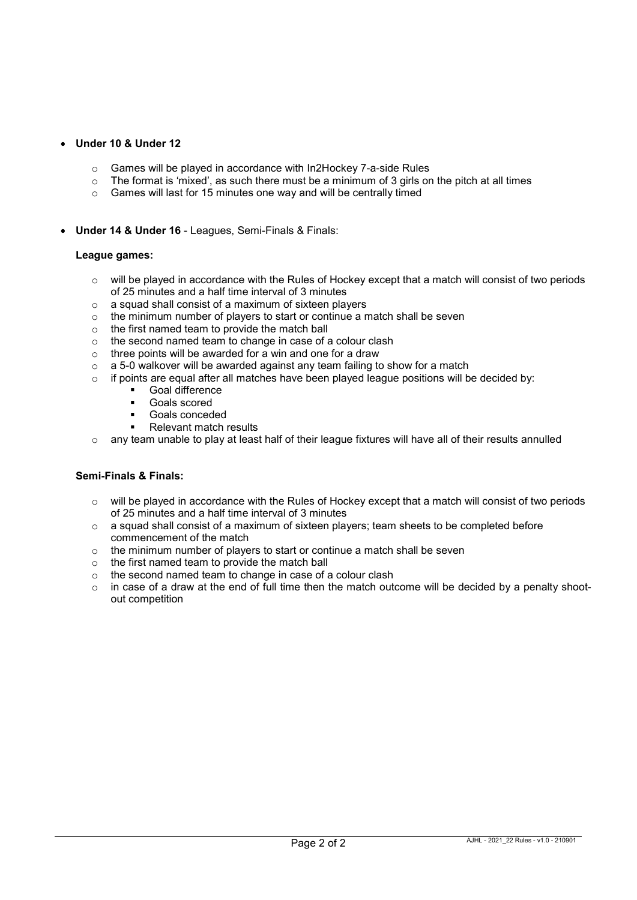- **Under 10 & Under 12**

  - Games will be played in accordance with In2Hockey 7-a-side Rules
  - The format is 'mixed', as such there must be a minimum of 3 girls on the pitch at all times
  - Games will last for 15 minutes one way and will be centrally timed

- **Under 14 & Under 16** - Leagues, Semi-Finals & Finals:

  **League games:**

  - will be played in accordance with the Rules of Hockey except that a match will consist of two periods of 25 minutes and a half time interval of 3 minutes
  - a squad shall consist of a maximum of sixteen players
  - the minimum number of players to start or continue a match shall be seven
  - the first named team to provide the match ball
  - the second named team to change in case of a colour clash
  - three points will be awarded for a win and one for a draw
  - a 5-0 walkover will be awarded against any team failing to show for a match
  - if points are equal after all matches have been played league positions will be decided by:
    - Goal difference
    - Goals scored
    - Goals conceded
    - Relevant match results
  - any team unable to play at least half of their league fixtures will have all of their results annulled

  **Semi-Finals & Finals:**

  - will be played in accordance with the Rules of Hockey except that a match will consist of two periods of 25 minutes and a half time interval of 3 minutes
  - a squad shall consist of a maximum of sixteen players; team sheets to be completed before commencement of the match
  - the minimum number of players to start or continue a match shall be seven
  - the first named team to provide the match ball
  - the second named team to change in case of a colour clash
  - in case of a draw at the end of full time then the match outcome will be decided by a penalty shoot-out competition